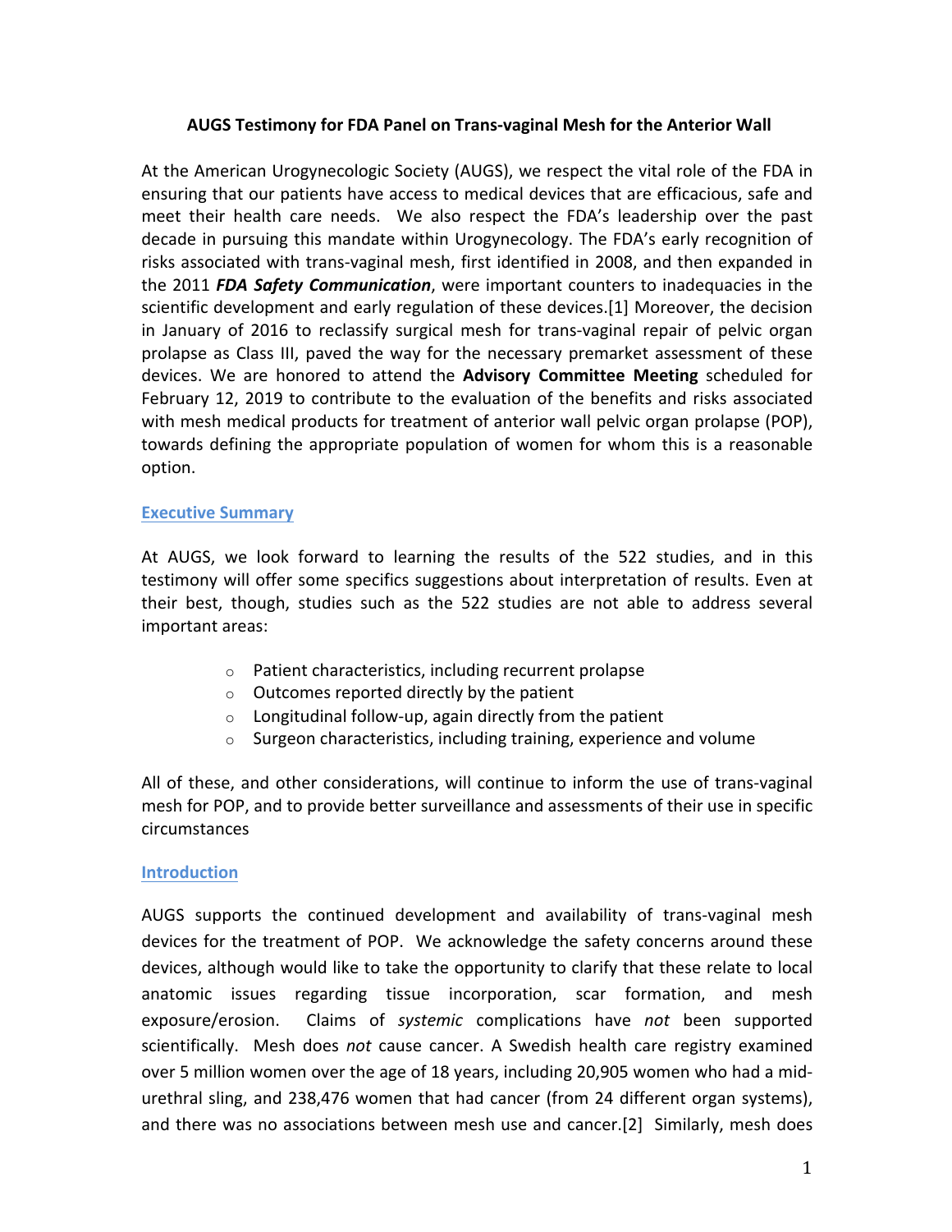# AUGS Testimony for FDA Panel on Trans-vaginal Mesh for the Anterior Wall

At the American Urogynecologic Society (AUGS), we respect the vital role of the FDA in ensuring that our patients have access to medical devices that are efficacious, safe and meet their health care needs. We also respect the FDA's leadership over the past decade in pursuing this mandate within Urogynecology. The FDA's early recognition of risks associated with trans-vaginal mesh, first identified in 2008, and then expanded in the 2011 ***FDA Safety Communication***, were important counters to inadequacies in the scientific development and early regulation of these devices.[1] Moreover, the decision in January of 2016 to reclassify surgical mesh for trans-vaginal repair of pelvic organ prolapse as Class III, paved the way for the necessary premarket assessment of these devices. We are honored to attend the **Advisory Committee Meeting** scheduled for February 12, 2019 to contribute to the evaluation of the benefits and risks associated with mesh medical products for treatment of anterior wall pelvic organ prolapse (POP), towards defining the appropriate population of women for whom this is a reasonable option.

## Executive Summary

At AUGS, we look forward to learning the results of the 522 studies, and in this testimony will offer some specifics suggestions about interpretation of results. Even at their best, though, studies such as the 522 studies are not able to address several important areas:

- Patient characteristics, including recurrent prolapse
- Outcomes reported directly by the patient
- Longitudinal follow-up, again directly from the patient
- Surgeon characteristics, including training, experience and volume

All of these, and other considerations, will continue to inform the use of trans-vaginal mesh for POP, and to provide better surveillance and assessments of their use in specific circumstances

## Introduction

AUGS supports the continued development and availability of trans-vaginal mesh devices for the treatment of POP. We acknowledge the safety concerns around these devices, although would like to take the opportunity to clarify that these relate to local anatomic issues regarding tissue incorporation, scar formation, and mesh exposure/erosion. Claims of *systemic* complications have *not* been supported scientifically. Mesh does *not* cause cancer. A Swedish health care registry examined over 5 million women over the age of 18 years, including 20,905 women who had a mid-urethral sling, and 238,476 women that had cancer (from 24 different organ systems), and there was no associations between mesh use and cancer.[2] Similarly, mesh does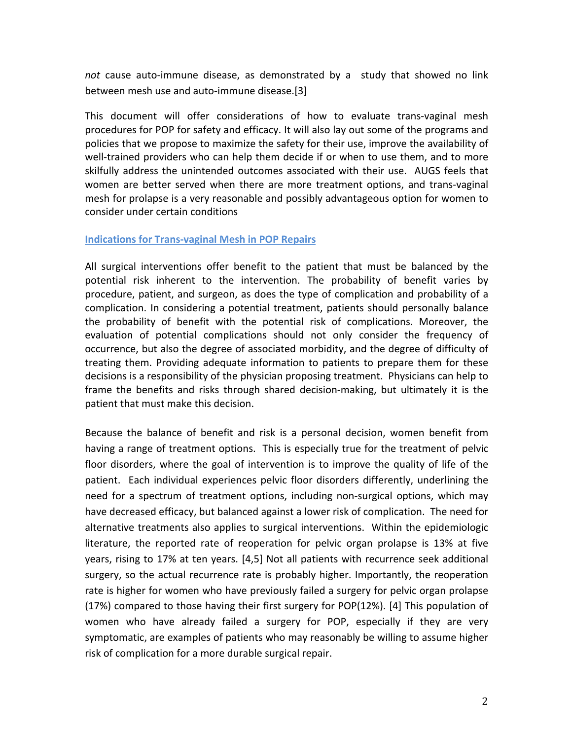*not* cause auto-immune disease, as demonstrated by a study that showed no link between mesh use and auto-immune disease.[3]

This document will offer considerations of how to evaluate trans-vaginal mesh procedures for POP for safety and efficacy. It will also lay out some of the programs and policies that we propose to maximize the safety for their use, improve the availability of well-trained providers who can help them decide if or when to use them, and to more skilfully address the unintended outcomes associated with their use. AUGS feels that women are better served when there are more treatment options, and trans-vaginal mesh for prolapse is a very reasonable and possibly advantageous option for women to consider under certain conditions

## Indications for Trans-vaginal Mesh in POP Repairs

All surgical interventions offer benefit to the patient that must be balanced by the potential risk inherent to the intervention. The probability of benefit varies by procedure, patient, and surgeon, as does the type of complication and probability of a complication. In considering a potential treatment, patients should personally balance the probability of benefit with the potential risk of complications. Moreover, the evaluation of potential complications should not only consider the frequency of occurrence, but also the degree of associated morbidity, and the degree of difficulty of treating them. Providing adequate information to patients to prepare them for these decisions is a responsibility of the physician proposing treatment. Physicians can help to frame the benefits and risks through shared decision-making, but ultimately it is the patient that must make this decision.

Because the balance of benefit and risk is a personal decision, women benefit from having a range of treatment options. This is especially true for the treatment of pelvic floor disorders, where the goal of intervention is to improve the quality of life of the patient. Each individual experiences pelvic floor disorders differently, underlining the need for a spectrum of treatment options, including non-surgical options, which may have decreased efficacy, but balanced against a lower risk of complication. The need for alternative treatments also applies to surgical interventions. Within the epidemiologic literature, the reported rate of reoperation for pelvic organ prolapse is 13% at five years, rising to 17% at ten years. [4,5] Not all patients with recurrence seek additional surgery, so the actual recurrence rate is probably higher. Importantly, the reoperation rate is higher for women who have previously failed a surgery for pelvic organ prolapse (17%) compared to those having their first surgery for POP(12%). [4] This population of women who have already failed a surgery for POP, especially if they are very symptomatic, are examples of patients who may reasonably be willing to assume higher risk of complication for a more durable surgical repair.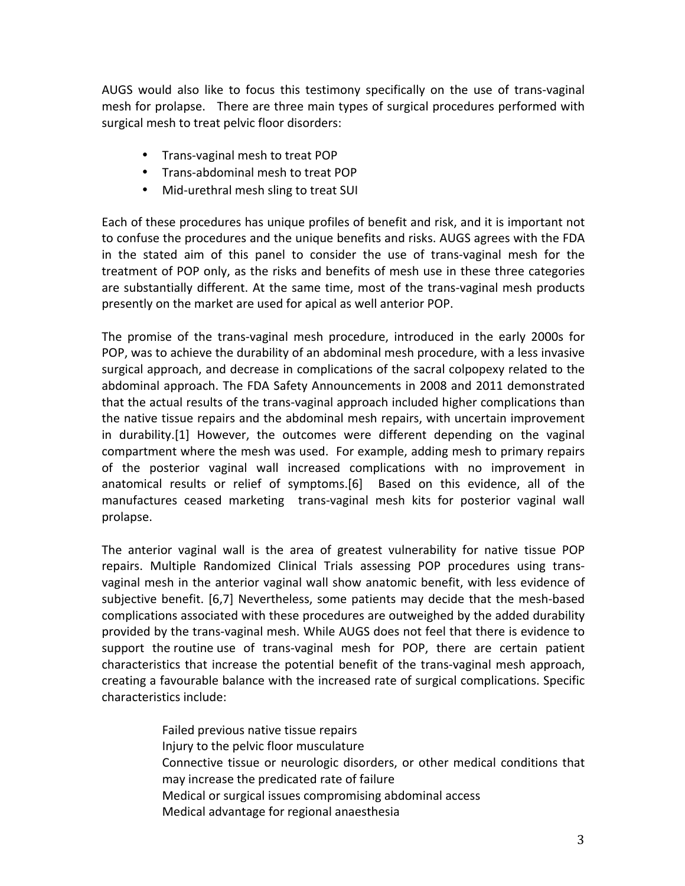AUGS would also like to focus this testimony specifically on the use of trans-vaginal mesh for prolapse. There are three main types of surgical procedures performed with surgical mesh to treat pelvic floor disorders:

- Trans-vaginal mesh to treat POP
- Trans-abdominal mesh to treat POP
- Mid-urethral mesh sling to treat SUI

Each of these procedures has unique profiles of benefit and risk, and it is important not to confuse the procedures and the unique benefits and risks. AUGS agrees with the FDA in the stated aim of this panel to consider the use of trans-vaginal mesh for the treatment of POP only, as the risks and benefits of mesh use in these three categories are substantially different. At the same time, most of the trans-vaginal mesh products presently on the market are used for apical as well anterior POP.

The promise of the trans-vaginal mesh procedure, introduced in the early 2000s for POP, was to achieve the durability of an abdominal mesh procedure, with a less invasive surgical approach, and decrease in complications of the sacral colpopexy related to the abdominal approach. The FDA Safety Announcements in 2008 and 2011 demonstrated that the actual results of the trans-vaginal approach included higher complications than the native tissue repairs and the abdominal mesh repairs, with uncertain improvement in durability.[1] However, the outcomes were different depending on the vaginal compartment where the mesh was used. For example, adding mesh to primary repairs of the posterior vaginal wall increased complications with no improvement in anatomical results or relief of symptoms.[6] Based on this evidence, all of the manufactures ceased marketing trans-vaginal mesh kits for posterior vaginal wall prolapse.

The anterior vaginal wall is the area of greatest vulnerability for native tissue POP repairs. Multiple Randomized Clinical Trials assessing POP procedures using trans-vaginal mesh in the anterior vaginal wall show anatomic benefit, with less evidence of subjective benefit. [6,7] Nevertheless, some patients may decide that the mesh-based complications associated with these procedures are outweighed by the added durability provided by the trans-vaginal mesh. While AUGS does not feel that there is evidence to support the routine use of trans-vaginal mesh for POP, there are certain patient characteristics that increase the potential benefit of the trans-vaginal mesh approach, creating a favourable balance with the increased rate of surgical complications. Specific characteristics include:

Failed previous native tissue repairs
Injury to the pelvic floor musculature
Connective tissue or neurologic disorders, or other medical conditions that may increase the predicated rate of failure
Medical or surgical issues compromising abdominal access
Medical advantage for regional anaesthesia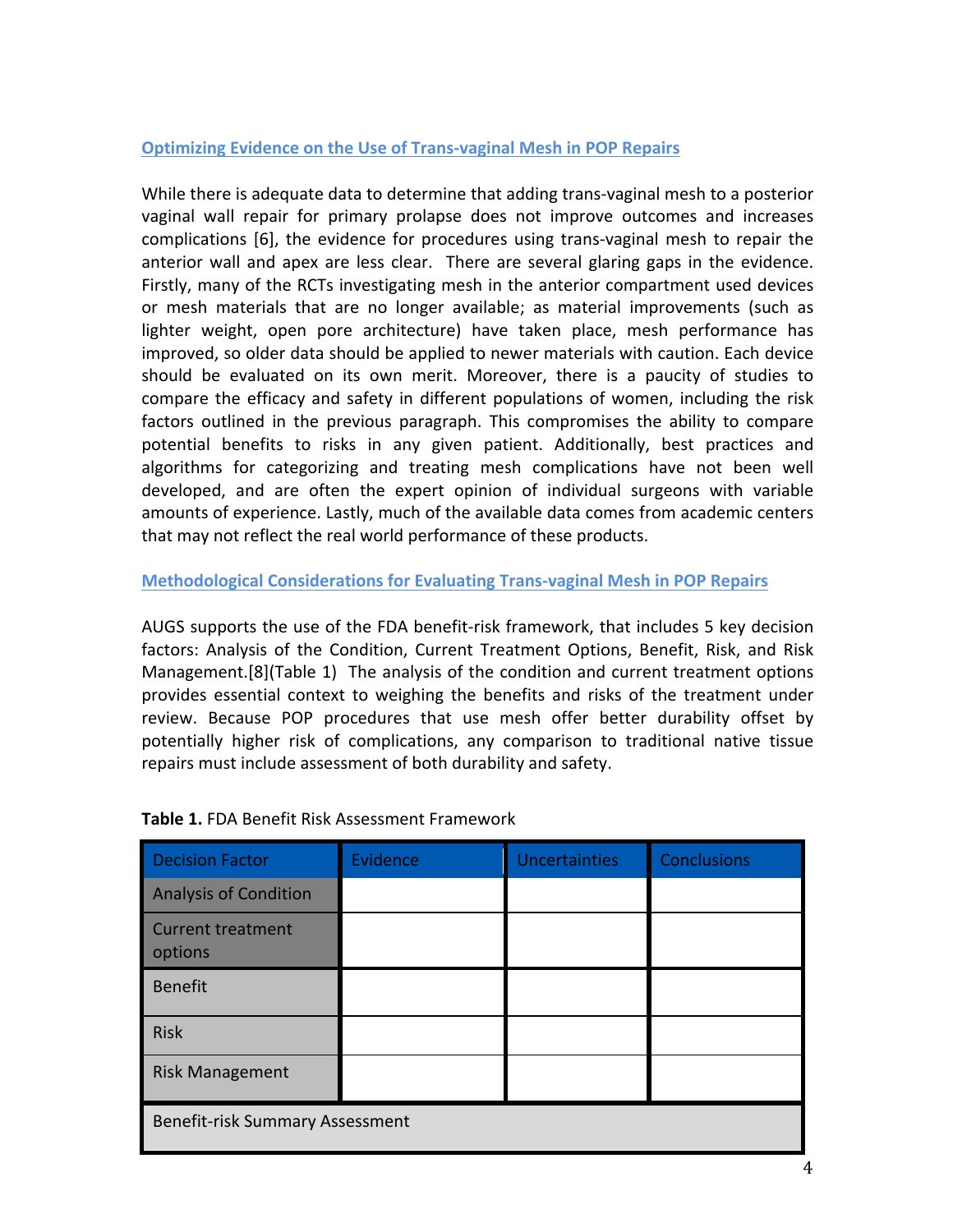## Optimizing Evidence on the Use of Trans-vaginal Mesh in POP Repairs

While there is adequate data to determine that adding trans-vaginal mesh to a posterior vaginal wall repair for primary prolapse does not improve outcomes and increases complications [6], the evidence for procedures using trans-vaginal mesh to repair the anterior wall and apex are less clear. There are several glaring gaps in the evidence. Firstly, many of the RCTs investigating mesh in the anterior compartment used devices or mesh materials that are no longer available; as material improvements (such as lighter weight, open pore architecture) have taken place, mesh performance has improved, so older data should be applied to newer materials with caution. Each device should be evaluated on its own merit. Moreover, there is a paucity of studies to compare the efficacy and safety in different populations of women, including the risk factors outlined in the previous paragraph. This compromises the ability to compare potential benefits to risks in any given patient. Additionally, best practices and algorithms for categorizing and treating mesh complications have not been well developed, and are often the expert opinion of individual surgeons with variable amounts of experience. Lastly, much of the available data comes from academic centers that may not reflect the real world performance of these products.

## Methodological Considerations for Evaluating Trans-vaginal Mesh in POP Repairs

AUGS supports the use of the FDA benefit-risk framework, that includes 5 key decision factors: Analysis of the Condition, Current Treatment Options, Benefit, Risk, and Risk Management.[8](Table 1) The analysis of the condition and current treatment options provides essential context to weighing the benefits and risks of the treatment under review. Because POP procedures that use mesh offer better durability offset by potentially higher risk of complications, any comparison to traditional native tissue repairs must include assessment of both durability and safety.

**Table 1.** FDA Benefit Risk Assessment Framework

| Decision Factor | Evidence | Uncertainties | Conclusions |
| --- | --- | --- | --- |
| Analysis of Condition | | | |
| Current treatment options | | | |
| Benefit | | | |
| Risk | | | |
| Risk Management | | | |
| Benefit-risk Summary Assessment | | | |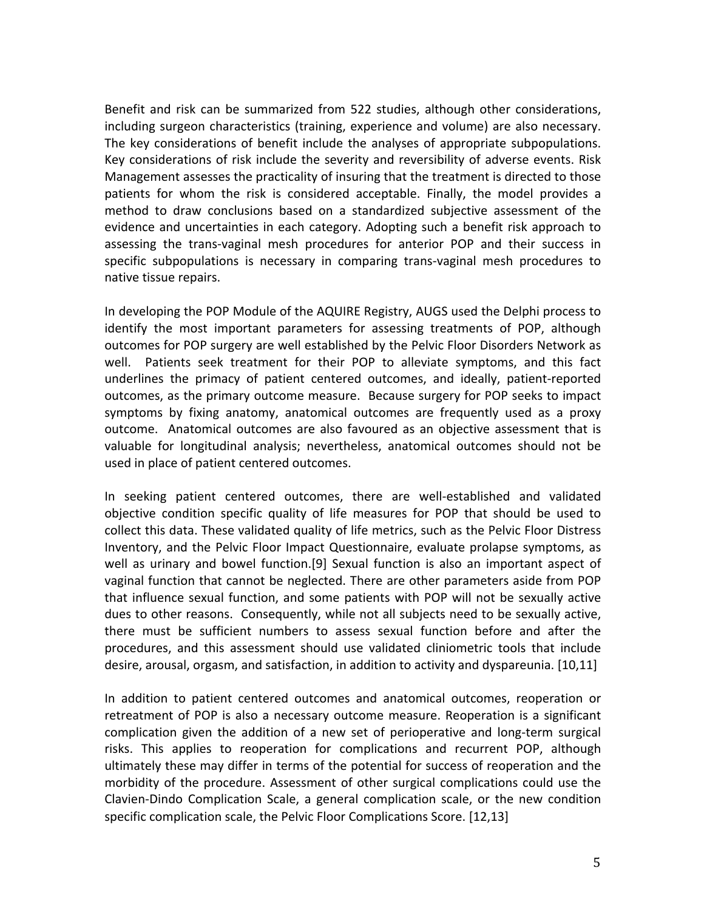Benefit and risk can be summarized from 522 studies, although other considerations, including surgeon characteristics (training, experience and volume) are also necessary. The key considerations of benefit include the analyses of appropriate subpopulations. Key considerations of risk include the severity and reversibility of adverse events. Risk Management assesses the practicality of insuring that the treatment is directed to those patients for whom the risk is considered acceptable. Finally, the model provides a method to draw conclusions based on a standardized subjective assessment of the evidence and uncertainties in each category. Adopting such a benefit risk approach to assessing the trans-vaginal mesh procedures for anterior POP and their success in specific subpopulations is necessary in comparing trans-vaginal mesh procedures to native tissue repairs.

In developing the POP Module of the AQUIRE Registry, AUGS used the Delphi process to identify the most important parameters for assessing treatments of POP, although outcomes for POP surgery are well established by the Pelvic Floor Disorders Network as well. Patients seek treatment for their POP to alleviate symptoms, and this fact underlines the primacy of patient centered outcomes, and ideally, patient-reported outcomes, as the primary outcome measure. Because surgery for POP seeks to impact symptoms by fixing anatomy, anatomical outcomes are frequently used as a proxy outcome. Anatomical outcomes are also favoured as an objective assessment that is valuable for longitudinal analysis; nevertheless, anatomical outcomes should not be used in place of patient centered outcomes.

In seeking patient centered outcomes, there are well-established and validated objective condition specific quality of life measures for POP that should be used to collect this data. These validated quality of life metrics, such as the Pelvic Floor Distress Inventory, and the Pelvic Floor Impact Questionnaire, evaluate prolapse symptoms, as well as urinary and bowel function.[9] Sexual function is also an important aspect of vaginal function that cannot be neglected. There are other parameters aside from POP that influence sexual function, and some patients with POP will not be sexually active dues to other reasons. Consequently, while not all subjects need to be sexually active, there must be sufficient numbers to assess sexual function before and after the procedures, and this assessment should use validated cliniometric tools that include desire, arousal, orgasm, and satisfaction, in addition to activity and dyspareunia. [10,11]

In addition to patient centered outcomes and anatomical outcomes, reoperation or retreatment of POP is also a necessary outcome measure. Reoperation is a significant complication given the addition of a new set of perioperative and long-term surgical risks. This applies to reoperation for complications and recurrent POP, although ultimately these may differ in terms of the potential for success of reoperation and the morbidity of the procedure. Assessment of other surgical complications could use the Clavien-Dindo Complication Scale, a general complication scale, or the new condition specific complication scale, the Pelvic Floor Complications Score. [12,13]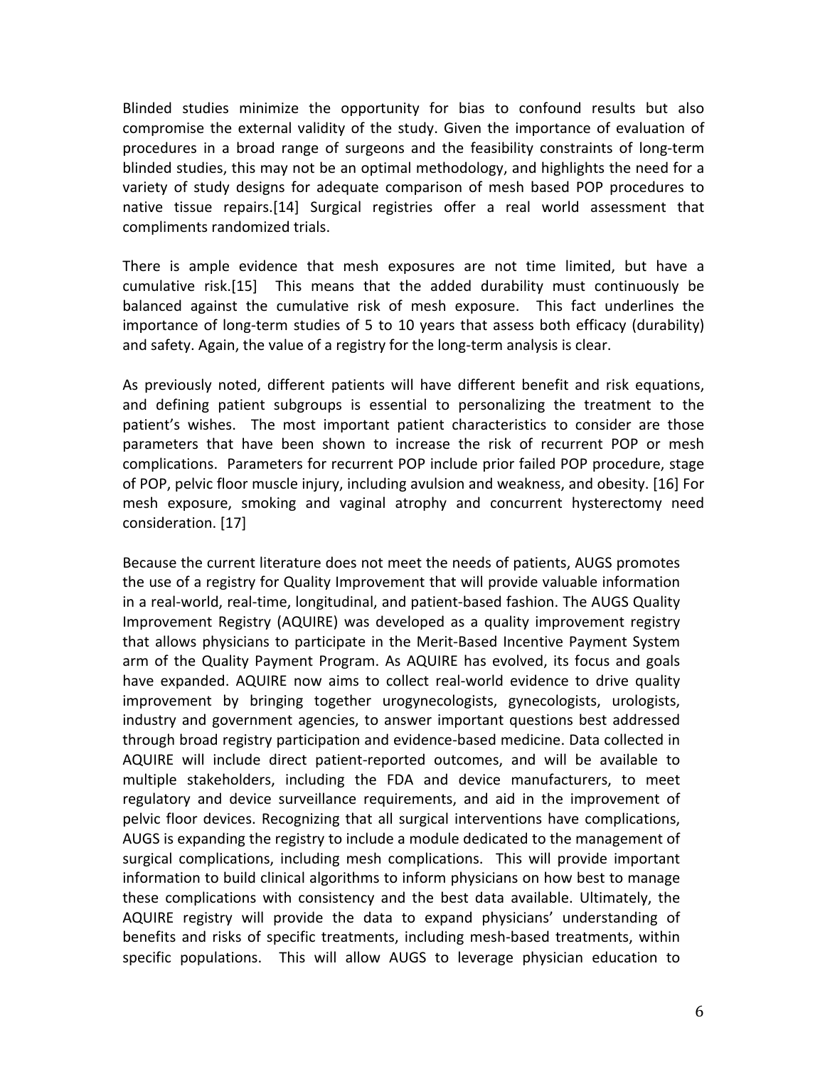Blinded studies minimize the opportunity for bias to confound results but also compromise the external validity of the study. Given the importance of evaluation of procedures in a broad range of surgeons and the feasibility constraints of long-term blinded studies, this may not be an optimal methodology, and highlights the need for a variety of study designs for adequate comparison of mesh based POP procedures to native tissue repairs.[14] Surgical registries offer a real world assessment that compliments randomized trials.

There is ample evidence that mesh exposures are not time limited, but have a cumulative risk.[15] This means that the added durability must continuously be balanced against the cumulative risk of mesh exposure. This fact underlines the importance of long-term studies of 5 to 10 years that assess both efficacy (durability) and safety. Again, the value of a registry for the long-term analysis is clear.

As previously noted, different patients will have different benefit and risk equations, and defining patient subgroups is essential to personalizing the treatment to the patient's wishes. The most important patient characteristics to consider are those parameters that have been shown to increase the risk of recurrent POP or mesh complications. Parameters for recurrent POP include prior failed POP procedure, stage of POP, pelvic floor muscle injury, including avulsion and weakness, and obesity. [16] For mesh exposure, smoking and vaginal atrophy and concurrent hysterectomy need consideration. [17]

Because the current literature does not meet the needs of patients, AUGS promotes the use of a registry for Quality Improvement that will provide valuable information in a real-world, real-time, longitudinal, and patient-based fashion. The AUGS Quality Improvement Registry (AQUIRE) was developed as a quality improvement registry that allows physicians to participate in the Merit-Based Incentive Payment System arm of the Quality Payment Program. As AQUIRE has evolved, its focus and goals have expanded. AQUIRE now aims to collect real-world evidence to drive quality improvement by bringing together urogynecologists, gynecologists, urologists, industry and government agencies, to answer important questions best addressed through broad registry participation and evidence-based medicine. Data collected in AQUIRE will include direct patient-reported outcomes, and will be available to multiple stakeholders, including the FDA and device manufacturers, to meet regulatory and device surveillance requirements, and aid in the improvement of pelvic floor devices. Recognizing that all surgical interventions have complications, AUGS is expanding the registry to include a module dedicated to the management of surgical complications, including mesh complications. This will provide important information to build clinical algorithms to inform physicians on how best to manage these complications with consistency and the best data available. Ultimately, the AQUIRE registry will provide the data to expand physicians' understanding of benefits and risks of specific treatments, including mesh-based treatments, within specific populations. This will allow AUGS to leverage physician education to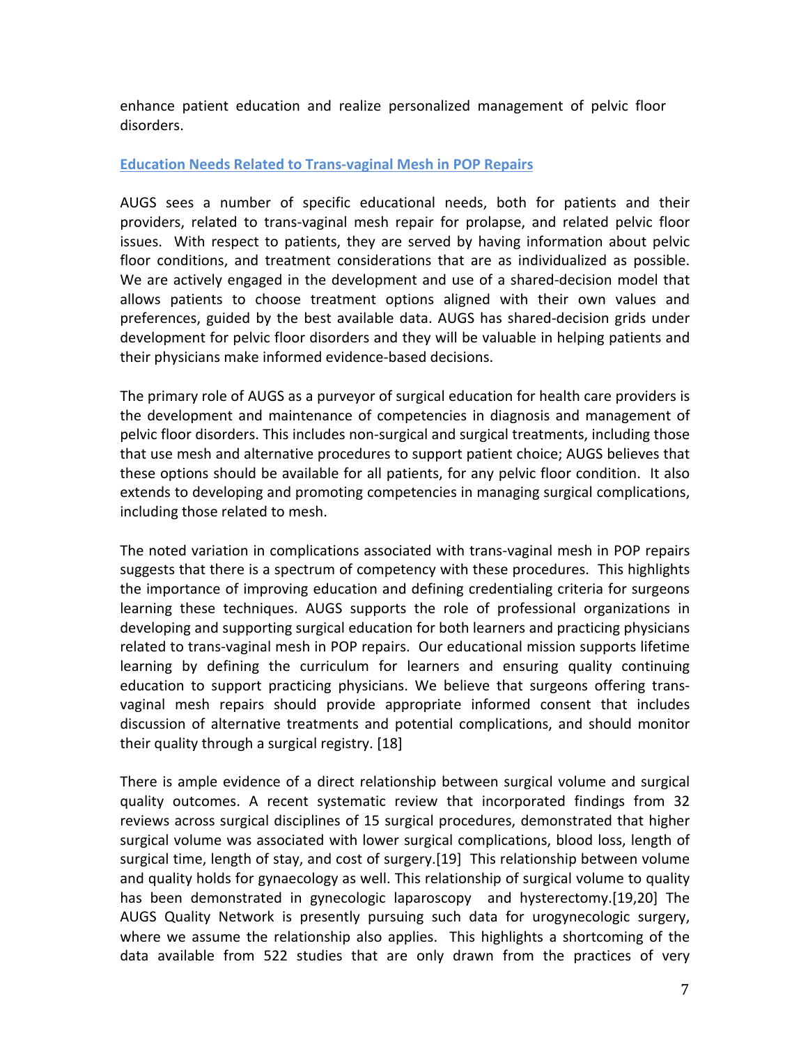enhance patient education and realize personalized management of pelvic floor disorders.

## Education Needs Related to Trans-vaginal Mesh in POP Repairs

AUGS sees a number of specific educational needs, both for patients and their providers, related to trans-vaginal mesh repair for prolapse, and related pelvic floor issues. With respect to patients, they are served by having information about pelvic floor conditions, and treatment considerations that are as individualized as possible. We are actively engaged in the development and use of a shared-decision model that allows patients to choose treatment options aligned with their own values and preferences, guided by the best available data. AUGS has shared-decision grids under development for pelvic floor disorders and they will be valuable in helping patients and their physicians make informed evidence-based decisions.

The primary role of AUGS as a purveyor of surgical education for health care providers is the development and maintenance of competencies in diagnosis and management of pelvic floor disorders. This includes non-surgical and surgical treatments, including those that use mesh and alternative procedures to support patient choice; AUGS believes that these options should be available for all patients, for any pelvic floor condition. It also extends to developing and promoting competencies in managing surgical complications, including those related to mesh.

The noted variation in complications associated with trans-vaginal mesh in POP repairs suggests that there is a spectrum of competency with these procedures. This highlights the importance of improving education and defining credentialing criteria for surgeons learning these techniques. AUGS supports the role of professional organizations in developing and supporting surgical education for both learners and practicing physicians related to trans-vaginal mesh in POP repairs. Our educational mission supports lifetime learning by defining the curriculum for learners and ensuring quality continuing education to support practicing physicians. We believe that surgeons offering trans-vaginal mesh repairs should provide appropriate informed consent that includes discussion of alternative treatments and potential complications, and should monitor their quality through a surgical registry. [18]

There is ample evidence of a direct relationship between surgical volume and surgical quality outcomes. A recent systematic review that incorporated findings from 32 reviews across surgical disciplines of 15 surgical procedures, demonstrated that higher surgical volume was associated with lower surgical complications, blood loss, length of surgical time, length of stay, and cost of surgery.[19] This relationship between volume and quality holds for gynaecology as well. This relationship of surgical volume to quality has been demonstrated in gynecologic laparoscopy and hysterectomy.[19,20] The AUGS Quality Network is presently pursuing such data for urogynecologic surgery, where we assume the relationship also applies. This highlights a shortcoming of the data available from 522 studies that are only drawn from the practices of very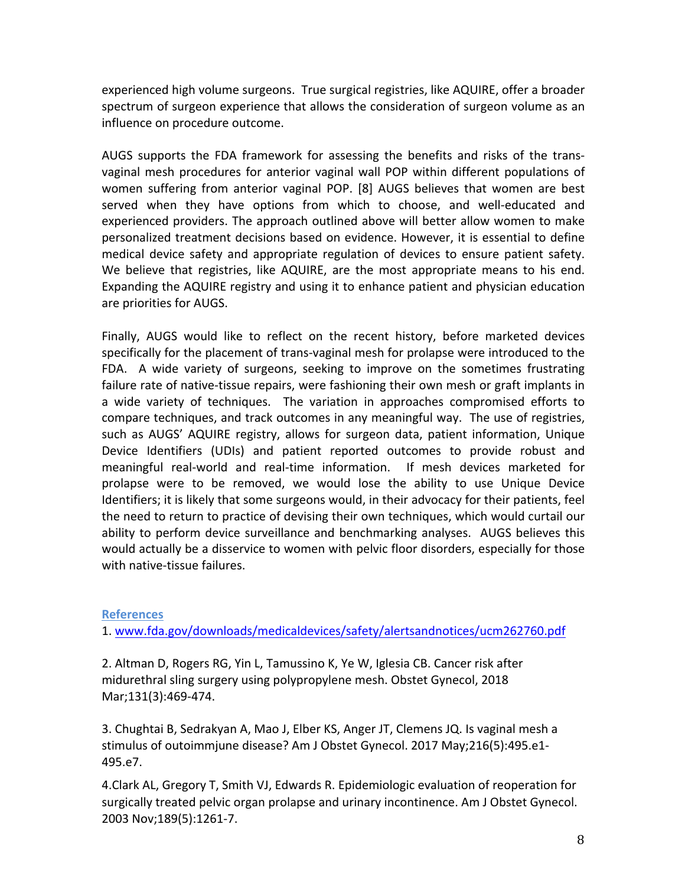experienced high volume surgeons. True surgical registries, like AQUIRE, offer a broader spectrum of surgeon experience that allows the consideration of surgeon volume as an influence on procedure outcome.

AUGS supports the FDA framework for assessing the benefits and risks of the trans-vaginal mesh procedures for anterior vaginal wall POP within different populations of women suffering from anterior vaginal POP. [8] AUGS believes that women are best served when they have options from which to choose, and well-educated and experienced providers. The approach outlined above will better allow women to make personalized treatment decisions based on evidence. However, it is essential to define medical device safety and appropriate regulation of devices to ensure patient safety. We believe that registries, like AQUIRE, are the most appropriate means to his end. Expanding the AQUIRE registry and using it to enhance patient and physician education are priorities for AUGS.

Finally, AUGS would like to reflect on the recent history, before marketed devices specifically for the placement of trans-vaginal mesh for prolapse were introduced to the FDA. A wide variety of surgeons, seeking to improve on the sometimes frustrating failure rate of native-tissue repairs, were fashioning their own mesh or graft implants in a wide variety of techniques. The variation in approaches compromised efforts to compare techniques, and track outcomes in any meaningful way. The use of registries, such as AUGS' AQUIRE registry, allows for surgeon data, patient information, Unique Device Identifiers (UDIs) and patient reported outcomes to provide robust and meaningful real-world and real-time information. If mesh devices marketed for prolapse were to be removed, we would lose the ability to use Unique Device Identifiers; it is likely that some surgeons would, in their advocacy for their patients, feel the need to return to practice of devising their own techniques, which would curtail our ability to perform device surveillance and benchmarking analyses. AUGS believes this would actually be a disservice to women with pelvic floor disorders, especially for those with native-tissue failures.

## References

1. www.fda.gov/downloads/medicaldevices/safety/alertsandnotices/ucm262760.pdf

2. Altman D, Rogers RG, Yin L, Tamussino K, Ye W, Iglesia CB. Cancer risk after midurethral sling surgery using polypropylene mesh. Obstet Gynecol, 2018 Mar;131(3):469-474.

3. Chughtai B, Sedrakyan A, Mao J, Elber KS, Anger JT, Clemens JQ. Is vaginal mesh a stimulus of outoimmjune disease? Am J Obstet Gynecol. 2017 May;216(5):495.e1-495.e7.

4. Clark AL, Gregory T, Smith VJ, Edwards R. Epidemiologic evaluation of reoperation for surgically treated pelvic organ prolapse and urinary incontinence. Am J Obstet Gynecol. 2003 Nov;189(5):1261-7.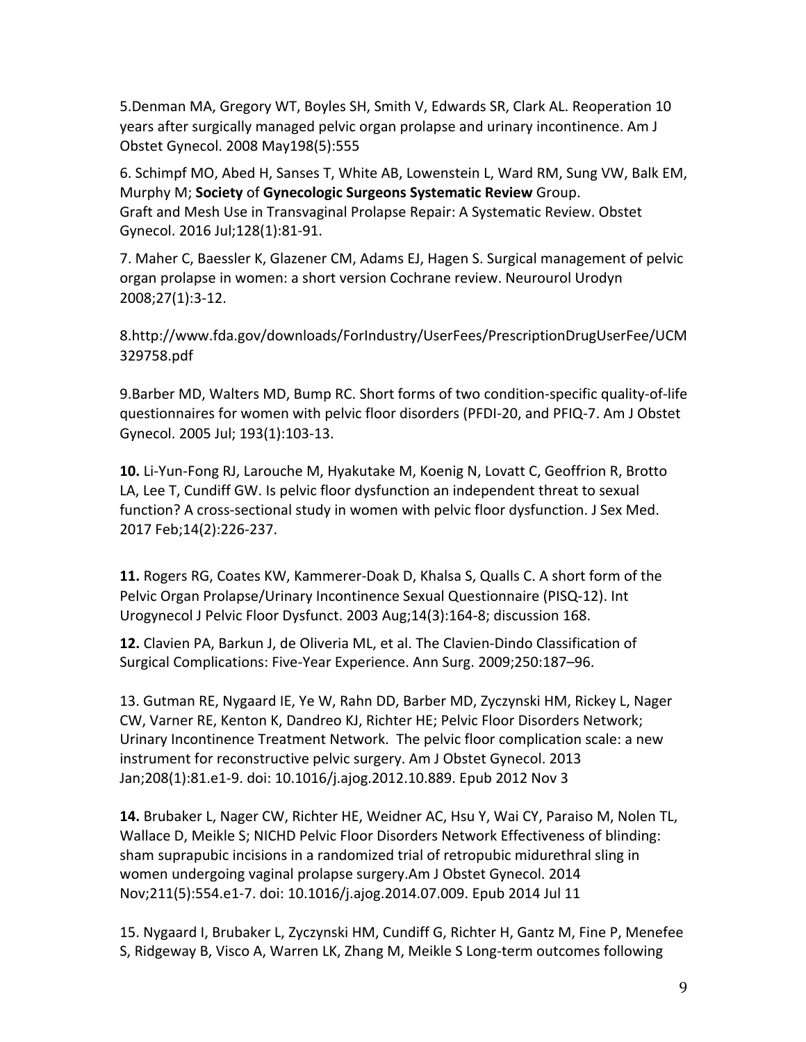5.Denman MA, Gregory WT, Boyles SH, Smith V, Edwards SR, Clark AL. Reoperation 10 years after surgically managed pelvic organ prolapse and urinary incontinence. Am J Obstet Gynecol. 2008 May198(5):555

6. Schimpf MO, Abed H, Sanses T, White AB, Lowenstein L, Ward RM, Sung VW, Balk EM, Murphy M; **Society** of **Gynecologic Surgeons Systematic Review** Group. Graft and Mesh Use in Transvaginal Prolapse Repair: A Systematic Review. Obstet Gynecol. 2016 Jul;128(1):81-91.

7. Maher C, Baessler K, Glazener CM, Adams EJ, Hagen S. Surgical management of pelvic organ prolapse in women: a short version Cochrane review. Neurourol Urodyn 2008;27(1):3-12.

8.http://www.fda.gov/downloads/ForIndustry/UserFees/PrescriptionDrugUserFee/UCM329758.pdf

9.Barber MD, Walters MD, Bump RC. Short forms of two condition-specific quality-of-life questionnaires for women with pelvic floor disorders (PFDI-20, and PFIQ-7. Am J Obstet Gynecol. 2005 Jul; 193(1):103-13.

**10.** Li-Yun-Fong RJ, Larouche M, Hyakutake M, Koenig N, Lovatt C, Geoffrion R, Brotto LA, Lee T, Cundiff GW. Is pelvic floor dysfunction an independent threat to sexual function? A cross-sectional study in women with pelvic floor dysfunction. J Sex Med. 2017 Feb;14(2):226-237.

**11.** Rogers RG, Coates KW, Kammerer-Doak D, Khalsa S, Qualls C. A short form of the Pelvic Organ Prolapse/Urinary Incontinence Sexual Questionnaire (PISQ-12). Int Urogynecol J Pelvic Floor Dysfunct. 2003 Aug;14(3):164-8; discussion 168.

**12.** Clavien PA, Barkun J, de Oliveria ML, et al. The Clavien-Dindo Classification of Surgical Complications: Five-Year Experience. Ann Surg. 2009;250:187–96.

13. Gutman RE, Nygaard IE, Ye W, Rahn DD, Barber MD, Zyczynski HM, Rickey L, Nager CW, Varner RE, Kenton K, Dandreo KJ, Richter HE; Pelvic Floor Disorders Network; Urinary Incontinence Treatment Network. The pelvic floor complication scale: a new instrument for reconstructive pelvic surgery. Am J Obstet Gynecol. 2013 Jan;208(1):81.e1-9. doi: 10.1016/j.ajog.2012.10.889. Epub 2012 Nov 3

**14.** Brubaker L, Nager CW, Richter HE, Weidner AC, Hsu Y, Wai CY, Paraiso M, Nolen TL, Wallace D, Meikle S; NICHD Pelvic Floor Disorders Network Effectiveness of blinding: sham suprapubic incisions in a randomized trial of retropubic midurethral sling in women undergoing vaginal prolapse surgery.Am J Obstet Gynecol. 2014 Nov;211(5):554.e1-7. doi: 10.1016/j.ajog.2014.07.009. Epub 2014 Jul 11

15. Nygaard I, Brubaker L, Zyczynski HM, Cundiff G, Richter H, Gantz M, Fine P, Menefee S, Ridgeway B, Visco A, Warren LK, Zhang M, Meikle S Long-term outcomes following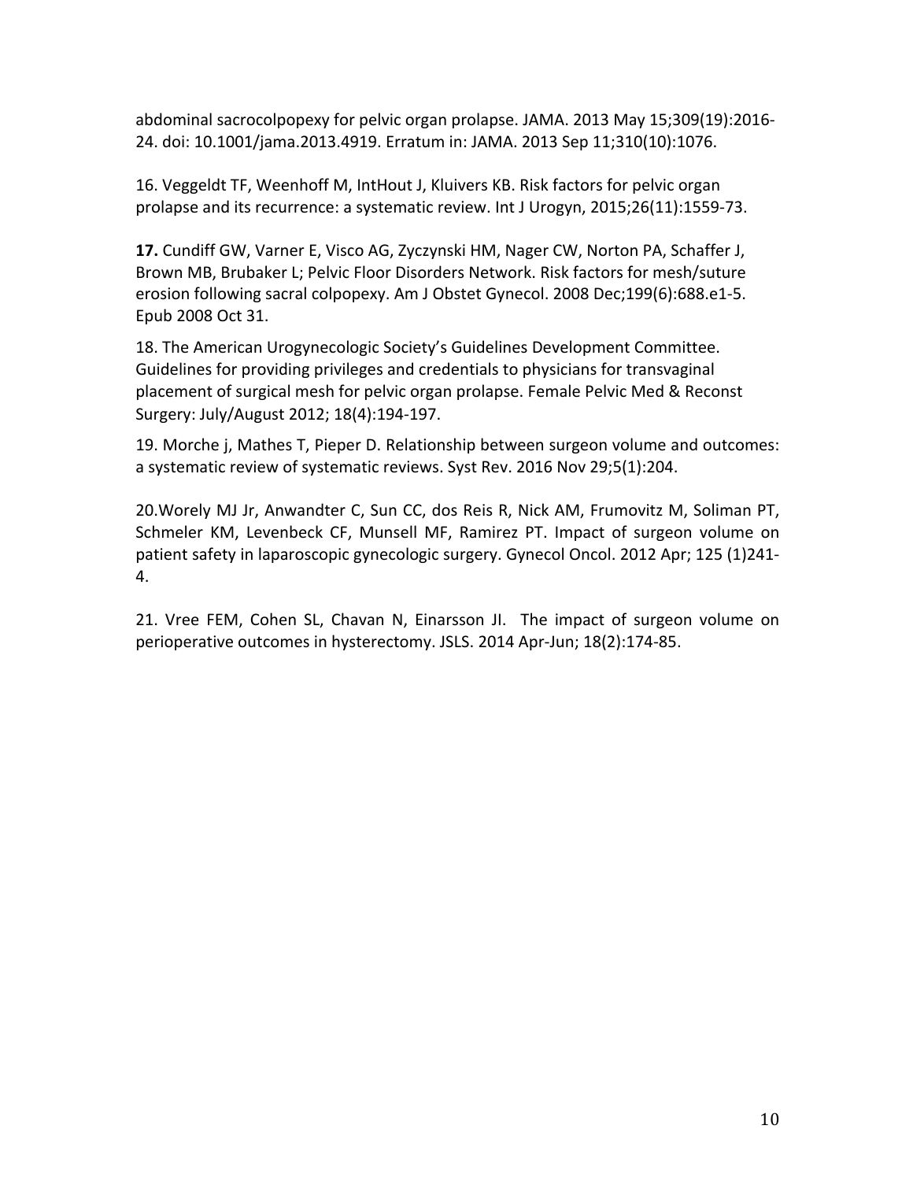abdominal sacrocolpopexy for pelvic organ prolapse. JAMA. 2013 May 15;309(19):2016-24. doi: 10.1001/jama.2013.4919. Erratum in: JAMA. 2013 Sep 11;310(10):1076.

16. Veggeldt TF, Weenhoff M, IntHout J, Kluivers KB. Risk factors for pelvic organ prolapse and its recurrence: a systematic review. Int J Urogyn, 2015;26(11):1559-73.

**17.** Cundiff GW, Varner E, Visco AG, Zyczynski HM, Nager CW, Norton PA, Schaffer J, Brown MB, Brubaker L; Pelvic Floor Disorders Network. Risk factors for mesh/suture erosion following sacral colpopexy. Am J Obstet Gynecol. 2008 Dec;199(6):688.e1-5. Epub 2008 Oct 31.

18. The American Urogynecologic Society's Guidelines Development Committee. Guidelines for providing privileges and credentials to physicians for transvaginal placement of surgical mesh for pelvic organ prolapse. Female Pelvic Med & Reconst Surgery: July/August 2012; 18(4):194-197.

19. Morche j, Mathes T, Pieper D. Relationship between surgeon volume and outcomes: a systematic review of systematic reviews. Syst Rev. 2016 Nov 29;5(1):204.

20.Worely MJ Jr, Anwandter C, Sun CC, dos Reis R, Nick AM, Frumovitz M, Soliman PT, Schmeler KM, Levenbeck CF, Munsell MF, Ramirez PT. Impact of surgeon volume on patient safety in laparoscopic gynecologic surgery. Gynecol Oncol. 2012 Apr; 125 (1)241-4.

21. Vree FEM, Cohen SL, Chavan N, Einarsson JI. The impact of surgeon volume on perioperative outcomes in hysterectomy. JSLS. 2014 Apr-Jun; 18(2):174-85.